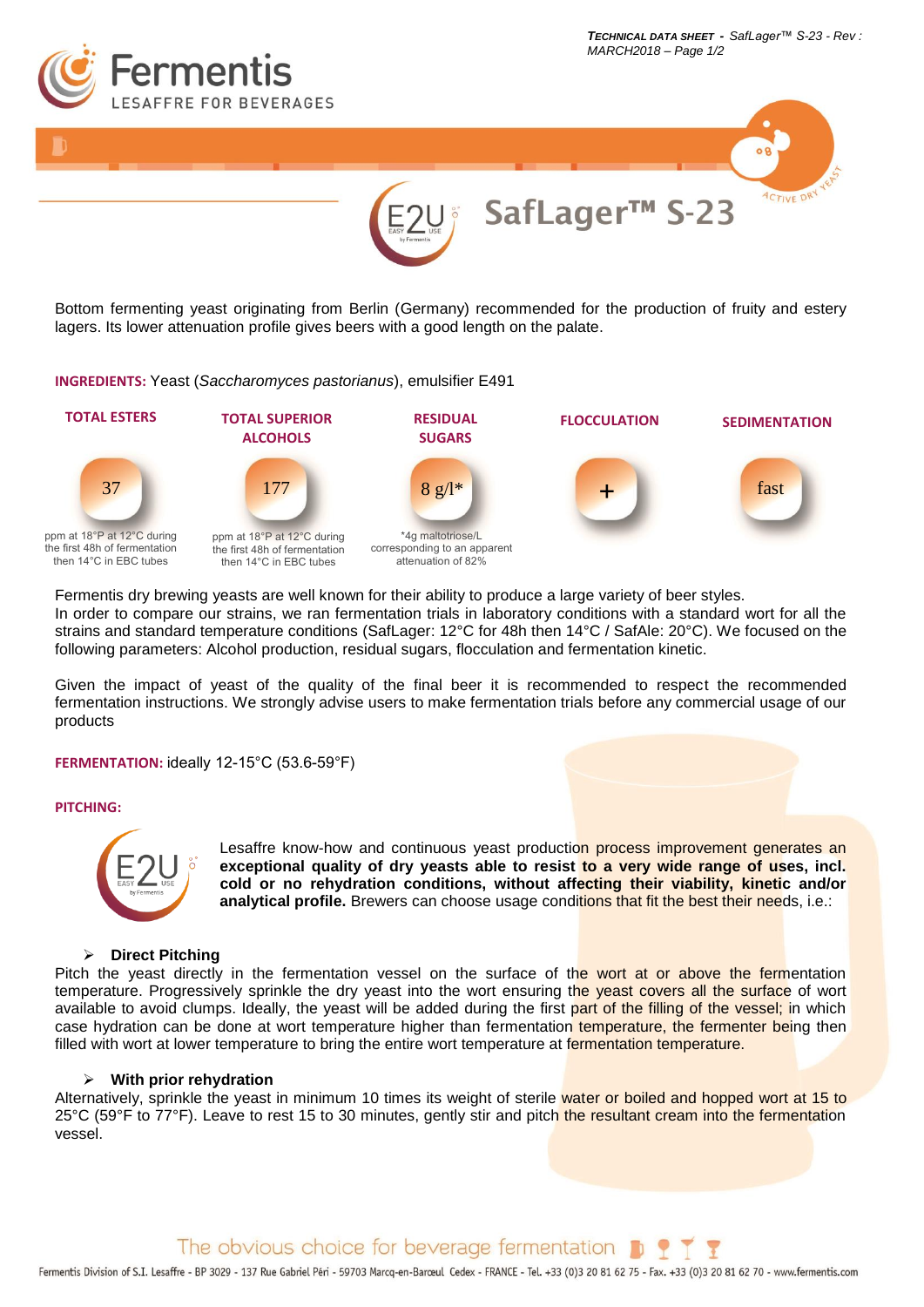# SafLager™ S-23

Bottom fermenting yeast originating from Berlin (Germany) recommended for the production of fruity and estery lagers. Its lower attenuation profile gives beers with a good length on the palate.

**INGREDIENTS:** Yeast (*Saccharomyces pastorianus*), emulsifier E491

| TOTAL ESTERS | TOTAL SUPERIOR ALCOHOLS | RESIDUAL SUGARS | FLOCCULATION | SEDIMENTATION |
|---|---|---|---|---|
| 37 | 177 | 8 g/l* | + | fast |
| ppm at 18°P at 12°C during the first 48h of fermentation then 14°C in EBC tubes | ppm at 18°P at 12°C during the first 48h of fermentation then 14°C in EBC tubes | *4g maltotriose/L corresponding to an apparent attenuation of 82% | | |

Fermentis dry brewing yeasts are well known for their ability to produce a large variety of beer styles.
In order to compare our strains, we ran fermentation trials in laboratory conditions with a standard wort for all the strains and standard temperature conditions (SafLager: 12°C for 48h then 14°C / SafAle: 20°C). We focused on the following parameters: Alcohol production, residual sugars, flocculation and fermentation kinetic.

Given the impact of yeast of the quality of the final beer it is recommended to respect the recommended fermentation instructions. We strongly advise users to make fermentation trials before any commercial usage of our products

**FERMENTATION:** ideally 12-15°C (53.6-59°F)

**PITCHING:**

Lesaffre know-how and continuous yeast production process improvement generates an **exceptional quality of dry yeasts able to resist to a very wide range of uses, incl. cold or no rehydration conditions, without affecting their viability, kinetic and/or analytical profile.** Brewers can choose usage conditions that fit the best their needs, i.e.:

- **Direct Pitching**

Pitch the yeast directly in the fermentation vessel on the surface of the wort at or above the fermentation temperature. Progressively sprinkle the dry yeast into the wort ensuring the yeast covers all the surface of wort available to avoid clumps. Ideally, the yeast will be added during the first part of the filling of the vessel; in which case hydration can be done at wort temperature higher than fermentation temperature, the fermenter being then filled with wort at lower temperature to bring the entire wort temperature at fermentation temperature.

- **With prior rehydration**

Alternatively, sprinkle the yeast in minimum 10 times its weight of sterile water or boiled and hopped wort at 15 to 25°C (59°F to 77°F). Leave to rest 15 to 30 minutes, gently stir and pitch the resultant cream into the fermentation vessel.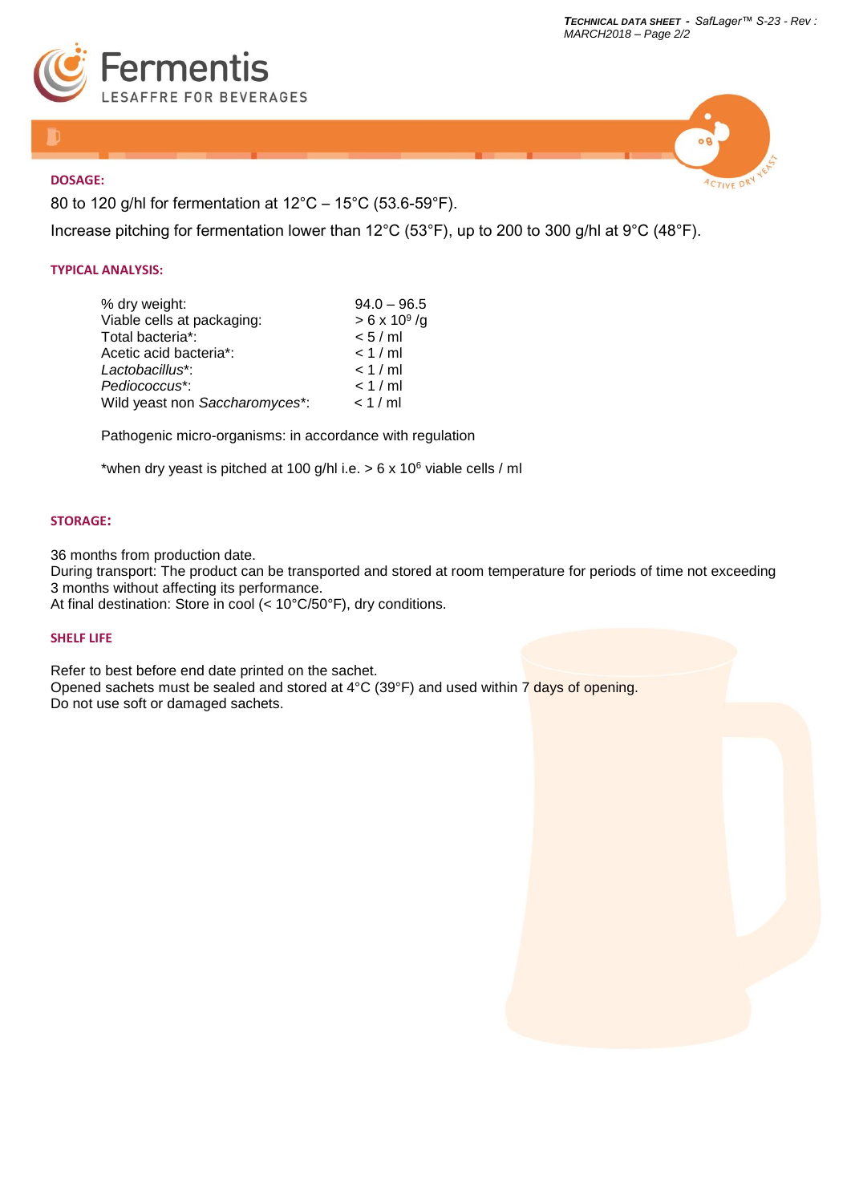## DOSAGE:

80 to 120 g/hl for fermentation at 12°C – 15°C (53.6-59°F).

Increase pitching for fermentation lower than 12°C (53°F), up to 200 to 300 g/hl at 9°C (48°F).

## TYPICAL ANALYSIS:

| | |
|---|---|
| % dry weight: | 94.0 – 96.5 |
| Viable cells at packaging: | > 6 x $10^9$ /g |
| Total bacteria*: | < 5 / ml |
| Acetic acid bacteria*: | < 1 / ml |
| *Lactobacillus**: | < 1 / ml |
| *Pediococcus**: | < 1 / ml |
| Wild yeast non *Saccharomyces**: | < 1 / ml |

Pathogenic micro-organisms: in accordance with regulation

*when dry yeast is pitched at 100 g/hl i.e. > 6 x $10^6$ viable cells / ml

## STORAGE:

36 months from production date.
During transport: The product can be transported and stored at room temperature for periods of time not exceeding 3 months without affecting its performance.
At final destination: Store in cool (< 10°C/50°F), dry conditions.

## SHELF LIFE

Refer to best before end date printed on the sachet.
Opened sachets must be sealed and stored at 4°C (39°F) and used within 7 days of opening.
Do not use soft or damaged sachets.